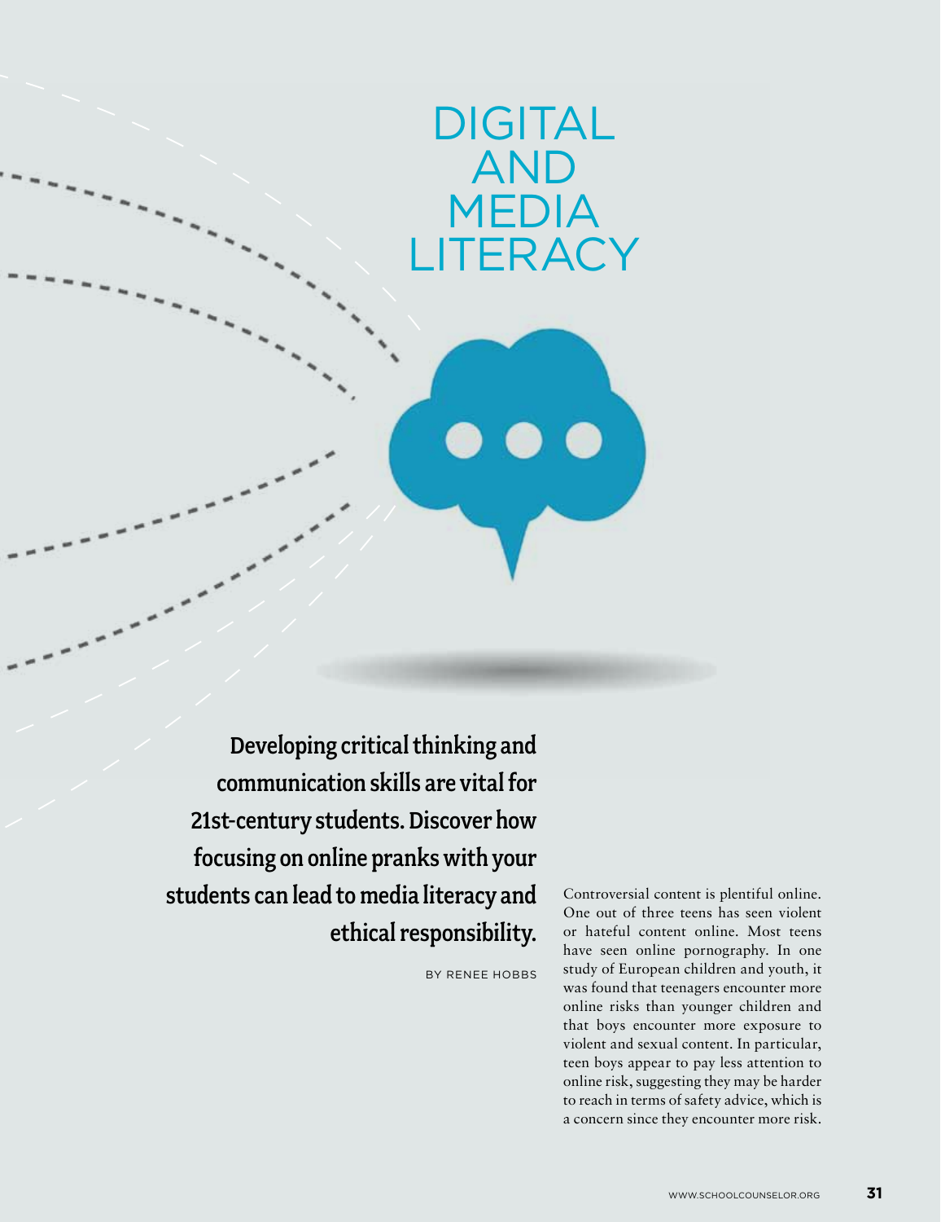# DIGITAL AND MEDIA LITERACY

**Developing critical thinking and communication skills are vital for 21st-century students. Discover how focusing on online pranks with your students can lead to media literacy and ethical responsibility.**

BY RENEE HOBBS

Controversial content is plentiful online. One out of three teens has seen violent or hateful content online. Most teens have seen online pornography. In one study of European children and youth, it was found that teenagers encounter more online risks than younger children and that boys encounter more exposure to violent and sexual content. In particular, teen boys appear to pay less attention to online risk, suggesting they may be harder to reach in terms of safety advice, which is a concern since they encounter more risk.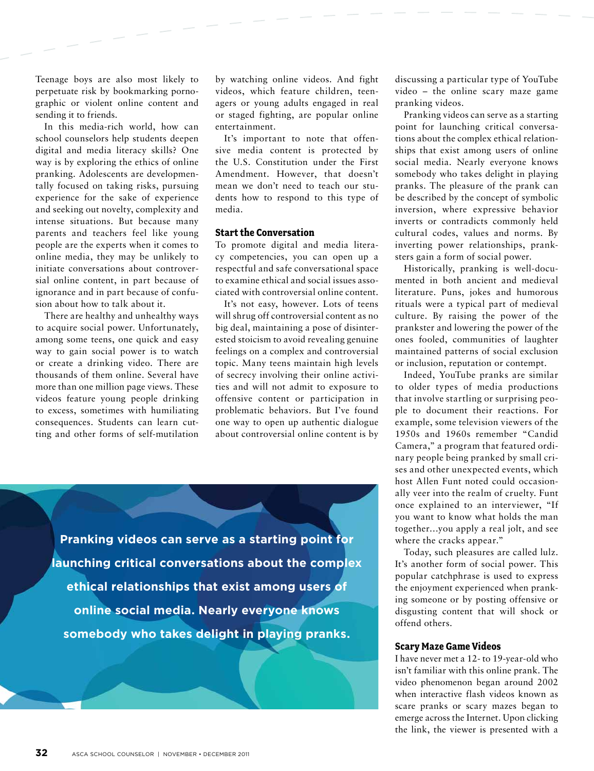Teenage boys are also most likely to perpetuate risk by bookmarking pornographic or violent online content and sending it to friends.

In this media-rich world, how can school counselors help students deepen digital and media literacy skills? One way is by exploring the ethics of online pranking. Adolescents are developmentally focused on taking risks, pursuing experience for the sake of experience and seeking out novelty, complexity and intense situations. But because many parents and teachers feel like young people are the experts when it comes to online media, they may be unlikely to initiate conversations about controversial online content, in part because of ignorance and in part because of confusion about how to talk about it.

There are healthy and unhealthy ways to acquire social power. Unfortunately, among some teens, one quick and easy way to gain social power is to watch or create a drinking video. There are thousands of them online. Several have more than one million page views. These videos feature young people drinking to excess, sometimes with humiliating consequences. Students can learn cutting and other forms of self-mutilation by watching online videos. And fight videos, which feature children, teenagers or young adults engaged in real or staged fighting, are popular online entertainment.

It's important to note that offensive media content is protected by the U.S. Constitution under the First Amendment. However, that doesn't mean we don't need to teach our students how to respond to this type of media.

## Start the Conversation

To promote digital and media literacy competencies, you can open up a respectful and safe conversational space to examine ethical and social issues associated with controversial online content.

It's not easy, however. Lots of teens will shrug off controversial content as no big deal, maintaining a pose of disinterested stoicism to avoid revealing genuine feelings on a complex and controversial topic. Many teens maintain high levels of secrecy involving their online activities and will not admit to exposure to offensive content or participation in problematic behaviors. But I've found one way to open up authentic dialogue about controversial online content is by discussing a particular type of YouTube video – the online scary maze game pranking videos.

**Pranking videos can serve as a starting point for launching critical conversations about the complex ethical relationships that exist among users of online social media. Nearly everyone knows somebody who takes delight in playing pranks.**

Pranking videos can serve as a starting point for launching critical conversations about the complex ethical relationships that exist among users of online social media. Nearly everyone knows somebody who takes delight in playing pranks. The pleasure of the prank can be described by the concept of symbolic inversion, where expressive behavior inverts or contradicts commonly held cultural codes, values and norms. By inverting power relationships, pranksters gain a form of social power.

Historically, pranking is well-documented in both ancient and medieval literature. Puns, jokes and humorous rituals were a typical part of medieval culture. By raising the power of the prankster and lowering the power of the ones fooled, communities of laughter maintained patterns of social exclusion or inclusion, reputation or contempt.

Indeed, YouTube pranks are similar to older types of media productions that involve startling or surprising people to document their reactions. For example, some television viewers of the 1950s and 1960s remember "Candid Camera," a program that featured ordinary people being pranked by small crises and other unexpected events, which host Allen Funt noted could occasionally veer into the realm of cruelty. Funt once explained to an interviewer, "If you want to know what holds the man together...you apply a real jolt, and see where the cracks appear."

Today, such pleasures are called lulz. It's another form of social power. This popular catchphrase is used to express the enjoyment experienced when pranking someone or by posting offensive or disgusting content that will shock or offend others.

## Scary Maze Game Videos

I have never met a 12- to 19-year-old who isn't familiar with this online prank. The video phenomenon began around 2002 when interactive flash videos known as scare pranks or scary mazes began to emerge across the Internet. Upon clicking the link, the viewer is presented with a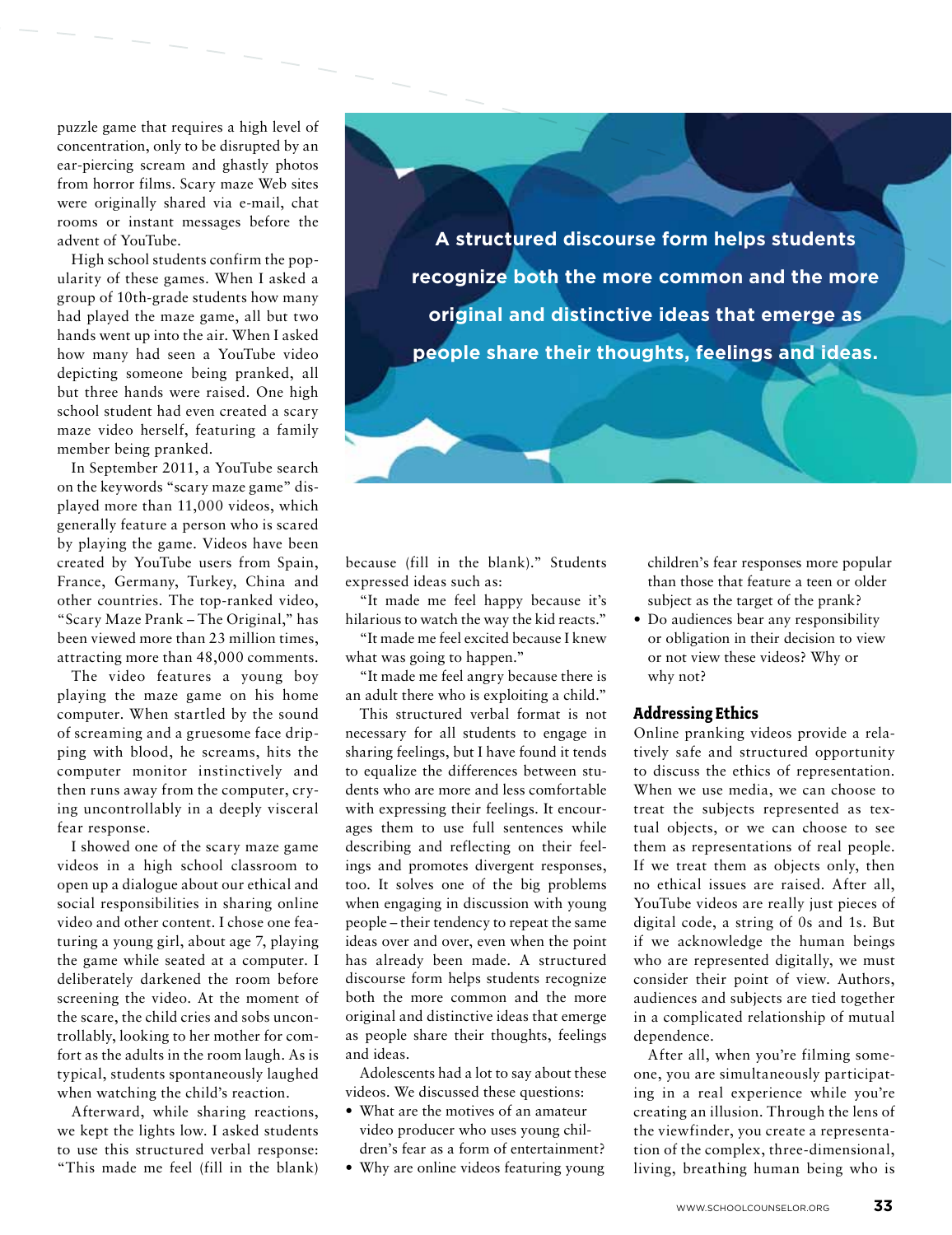puzzle game that requires a high level of concentration, only to be disrupted by an ear-piercing scream and ghastly photos from horror films. Scary maze Web sites were originally shared via e-mail, chat rooms or instant messages before the advent of YouTube.

High school students confirm the popularity of these games. When I asked a group of 10th-grade students how many had played the maze game, all but two hands went up into the air. When I asked how many had seen a YouTube video depicting someone being pranked, all but three hands were raised. One high school student had even created a scary maze video herself, featuring a family member being pranked.

In September 2011, a YouTube search on the keywords "scary maze game" displayed more than 11,000 videos, which generally feature a person who is scared by playing the game. Videos have been created by YouTube users from Spain, France, Germany, Turkey, China and other countries. The top-ranked video, "Scary Maze Prank – The Original," has been viewed more than 23 million times, attracting more than 48,000 comments.

The video features a young boy playing the maze game on his home computer. When startled by the sound of screaming and a gruesome face dripping with blood, he screams, hits the computer monitor instinctively and then runs away from the computer, crying uncontrollably in a deeply visceral fear response.

I showed one of the scary maze game videos in a high school classroom to open up a dialogue about our ethical and social responsibilities in sharing online video and other content. I chose one featuring a young girl, about age 7, playing the game while seated at a computer. I deliberately darkened the room before screening the video. At the moment of the scare, the child cries and sobs uncontrollably, looking to her mother for comfort as the adults in the room laugh. As is typical, students spontaneously laughed when watching the child's reaction.

Afterward, while sharing reactions, we kept the lights low. I asked students to use this structured verbal response: "This made me feel (fill in the blank) because (fill in the blank)." Students expressed ideas such as:

"It made me feel happy because it's hilarious to watch the way the kid reacts."

"It made me feel excited because I knew what was going to happen."

"It made me feel angry because there is an adult there who is exploiting a child."

This structured verbal format is not necessary for all students to engage in sharing feelings, but I have found it tends to equalize the differences between students who are more and less comfortable with expressing their feelings. It encourages them to use full sentences while describing and reflecting on their feelings and promotes divergent responses, too. It solves one of the big problems when engaging in discussion with young people – their tendency to repeat the same ideas over and over, even when the point has already been made. A structured discourse form helps students recognize both the more common and the more original and distinctive ideas that emerge as people share their thoughts, feelings and ideas.

> **A structured discourse form helps students recognize both the more common and the more original and distinctive ideas that emerge as people share their thoughts, feelings and ideas.**

Adolescents had a lot to say about these videos. We discussed these questions:

- What are the motives of an amateur video producer who uses young children's fear as a form of entertainment?
- Why are online videos featuring young children's fear responses more popular than those that feature a teen or older subject as the target of the prank?
- Do audiences bear any responsibility or obligation in their decision to view or not view these videos? Why or why not?

## Addressing Ethics

Online pranking videos provide a relatively safe and structured opportunity to discuss the ethics of representation. When we use media, we can choose to treat the subjects represented as textual objects, or we can choose to see them as representations of real people. If we treat them as objects only, then no ethical issues are raised. After all, YouTube videos are really just pieces of digital code, a string of 0s and 1s. But if we acknowledge the human beings who are represented digitally, we must consider their point of view. Authors, audiences and subjects are tied together in a complicated relationship of mutual dependence.

After all, when you're filming someone, you are simultaneously participating in a real experience while you're creating an illusion. Through the lens of the viewfinder, you create a representation of the complex, three-dimensional, living, breathing human being who is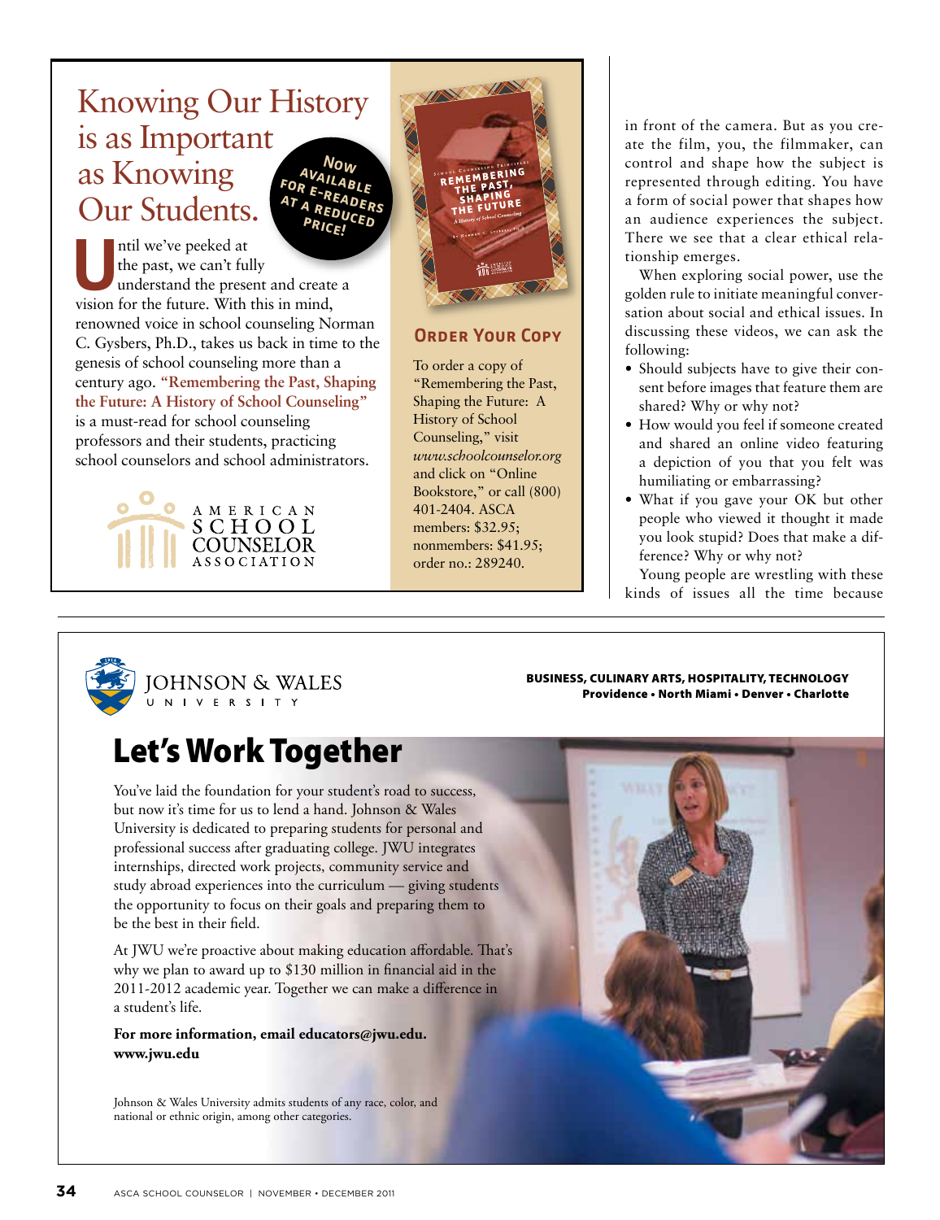# Knowing Our History is as Important as Knowing Our Students.

**Now available for e-readers at a reduced price!**

Until we've peeked at the past, we can't fully understand the present and create a vision for the future. With this in mind, renowned voice in school counseling Norman C. Gysbers, Ph.D., takes us back in time to the genesis of school counseling more than a century ago. **"Remembering the Past, Shaping the Future: A History of School Counseling"** is a must-read for school counseling professors and their students, practicing school counselors and school administrators.

AMERICAN SCHOOL COUNSELOR ASSOCIATION

## Order Your Copy

To order a copy of "Remembering the Past, Shaping the Future: A History of School Counseling," visit *www.schoolcounselor.org* and click on "Online Bookstore," or call (800) 401-2404. ASCA members: $32.95; nonmembers: $41.95; order no.: 289240.

---

in front of the camera. But as you create the film, you, the filmmaker, can control and shape how the subject is represented through editing. You have a form of social power that shapes how an audience experiences the subject. There we see that a clear ethical relationship emerges.

When exploring social power, use the golden rule to initiate meaningful conversation about social and ethical issues. In discussing these videos, we can ask the following:

- Should subjects have to give their consent before images that feature them are shared? Why or why not?
- How would you feel if someone created and shared an online video featuring a depiction of you that you felt was humiliating or embarrassing?
- What if you gave your OK but other people who viewed it thought it made you look stupid? Does that make a difference? Why or why not?

Young people are wrestling with these kinds of issues all the time because

---

JOHNSON & WALES UNIVERSITY

**BUSINESS, CULINARY ARTS, HOSPITALITY, TECHNOLOGY**
**Providence • North Miami • Denver • Charlotte**

# Let's Work Together

You've laid the foundation for your student's road to success, but now it's time for us to lend a hand. Johnson & Wales University is dedicated to preparing students for personal and professional success after graduating college. JWU integrates internships, directed work projects, community service and study abroad experiences into the curriculum — giving students the opportunity to focus on their goals and preparing them to be the best in their field.

At JWU we're proactive about making education affordable. That's why we plan to award up to $130 million in financial aid in the 2011-2012 academic year. Together we can make a difference in a student's life.

**For more information, email educators@jwu.edu.**
**www.jwu.edu**

Johnson & Wales University admits students of any race, color, and national or ethnic origin, among other categories.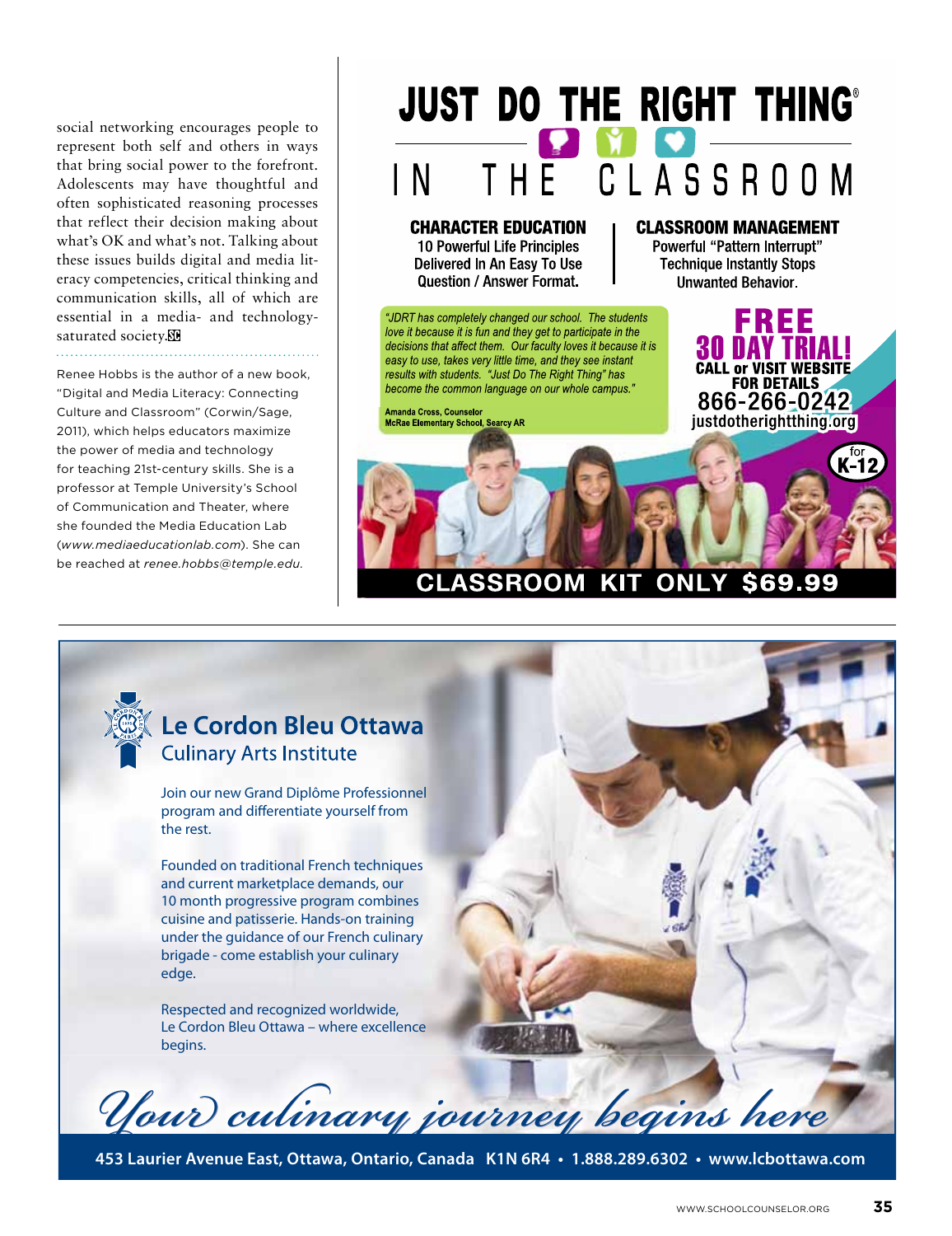social networking encourages people to represent both self and others in ways that bring social power to the forefront. Adolescents may have thoughtful and often sophisticated reasoning processes that reflect their decision making about what's OK and what's not. Talking about these issues builds digital and media literacy competencies, critical thinking and communication skills, all of which are essential in a media- and technology-saturated society. SC

Renee Hobbs is the author of a new book, "Digital and Media Literacy: Connecting Culture and Classroom" (Corwin/Sage, 2011), which helps educators maximize the power of media and technology for teaching 21st-century skills. She is a professor at Temple University's School of Communication and Theater, where she founded the Media Education Lab (*www.mediaeducationlab.com*). She can be reached at *renee.hobbs@temple.edu*.

# JUST DO THE RIGHT THING®

## IN THE CLASSROOM

**CHARACTER EDUCATION**
10 Powerful Life Principles Delivered In An Easy To Use Question / Answer Format.

**CLASSROOM MANAGEMENT**
Powerful "Pattern Interrupt" Technique Instantly Stops Unwanted Behavior.

*"JDRT has completely changed our school. The students love it because it is fun and they get to participate in the decisions that affect them. Our faculty loves it because it is easy to use, takes very little time, and they see instant results with students. "Just Do The Right Thing" has become the common language on our whole campus."*

Amanda Cross, Counselor
McRae Elementary School, Searcy AR

**FREE 30 DAY TRIAL!**
CALL or VISIT WEBSITE FOR DETAILS
866-266-0242
justdotherightthing.org

for K-12

**CLASSROOM KIT ONLY $69.99**

## Le Cordon Bleu Ottawa
### Culinary Arts Institute

Join our new Grand Diplôme Professionnel program and differentiate yourself from the rest.

Founded on traditional French techniques and current marketplace demands, our 10 month progressive program combines cuisine and patisserie. Hands-on training under the guidance of our French culinary brigade - come establish your culinary edge.

Respected and recognized worldwide, Le Cordon Bleu Ottawa – where excellence begins.

*Your culinary journey begins here*

453 Laurier Avenue East, Ottawa, Ontario, Canada K1N 6R4 • 1.888.289.6302 • www.lcbottawa.com